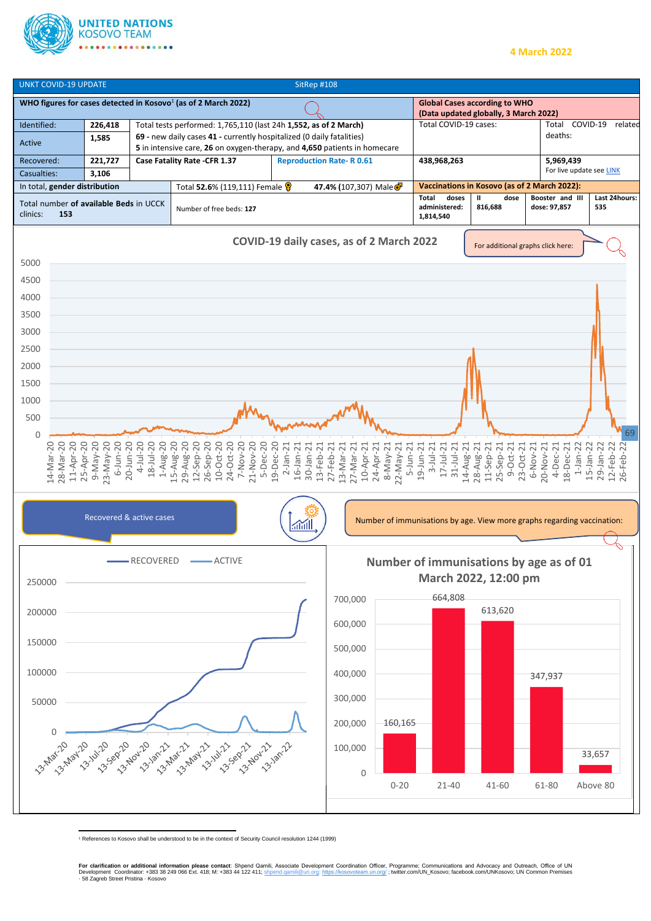UNITED NATIONS KOSOVO TEAM

4 March 2022

UNKT COVID-19 UPDATE SitRep #108

| WHO figures for cases detected in Kosovo[1] (as of 2 March 2022) | | | | Global Cases according to WHO (Data updated globally, 3 March 2022) | |
|---|---|---|---|---|---|
| Identified: | 226,418 | Total tests performed: 1,765,110 (last 24h **1,552, as of 2 March)** | | Total COVID-19 cases: | Total COVID-19 related deaths: |
| Active | 1,585 | **69** - new daily cases **41** - currently hospitalized (0 daily fatalities) **5** in intensive care, **26** on oxygen-therapy, and **4,650** patients in homecare | | | |
| Recovered: | 221,727 | **Case Fatality Rate -CFR 1.37** | **Reproduction Rate- R 0.61** | **438,968,263** | **5,969,439** For live update see LINK |
| Casualties: | 3,106 | | | | |
| In total, **gender distribution** | | Total **52.6%** (119,111) Female | **47.4%** (107,307) Male | **Vaccinations in Kosovo (as of 2 March 2022):** | |
| Total number **of available Beds** in UCCK clinics: **153** | | Number of free beds: **127** | | **Total doses administered: 1,814,540** / **II dose 816,688** | **Booster and III dose: 97,857** / **Last 24hours: 535** |

## COVID-19 daily cases, as of 2 March 2022

For additional graphs click here:

5000
4500
4000
3500
3000
2500
2000
1500
1000
500
0

69

14-Mar-20, 28-Mar-20, 11-Apr-20, 25-Apr-20, 9-May-20, 23-May-20, 6-Jun-20, 20-Jun-20, 4-Jul-20, 18-Jul-20, 1-Aug-20, 15-Aug-20, 29-Aug-20, 12-Sep-20, 26-Sep-20, 10-Oct-20, 24-Oct-20, 7-Nov-20, 21-Nov-20, 5-Dec-20, 19-Dec-20, 2-Jan-21, 16-Jan-21, 30-Jan-21, 13-Feb-21, 27-Feb-21, 13-Mar-21, 27-Mar-21, 10-Apr-21, 24-Apr-21, 8-May-21, 22-May-21, 5-Jun-21, 19-Jun-21, 3-Jul-21, 17-Jul-21, 31-Jul-21, 14-Aug-21, 28-Aug-21, 11-Sep-21, 25-Sep-21, 9-Oct-21, 23-Oct-21, 6-Nov-21, 20-Nov-21, 4-Dec-21, 18-Dec-21, 1-Jan-22, 15-Jan-22, 29-Jan-22, 12-Feb-22, 26-Feb-22

Recovered & active cases

RECOVERED ACTIVE

250000
200000
150000
100000
50000
0

13-Mar-20, 13-May-20, 13-Jul-20, 13-Sep-20, 13-Nov-20, 13-Jan-21, 13-Mar-21, 13-May-21, 13-Jul-21, 13-Sep-21, 13-Nov-21, 13-Jan-22

Number of immunisations by age. View more graphs regarding vaccination:

## Number of immunisations by age as of 01 March 2022, 12:00 pm

700,000
600,000
500,000
400,000
300,000
200,000
100,000
0

160,165 — 0-20
664,808 — 21-40
613,620 — 41-60
347,937 — 61-80
33,657 — Above 80

[1] References to Kosovo shall be understood to be in the context of Security Council resolution 1244 (1999)

**For clarification or additional information please contact**: Shpend Qamili, Associate Development Coordination Officer, Programme; Communications and Advocacy and Outreach, Office of UN Development Coordinator: +383 38 249 066 Ext. 418; M: +383 44 122 411; shpend.qamili@un.org; https://kosovoteam.un.org/ ; twitter.com/UN_Kosovo; facebook.com/UNKosovo; UN Common Premises · 58 Zagreb Street Pristina · Kosovo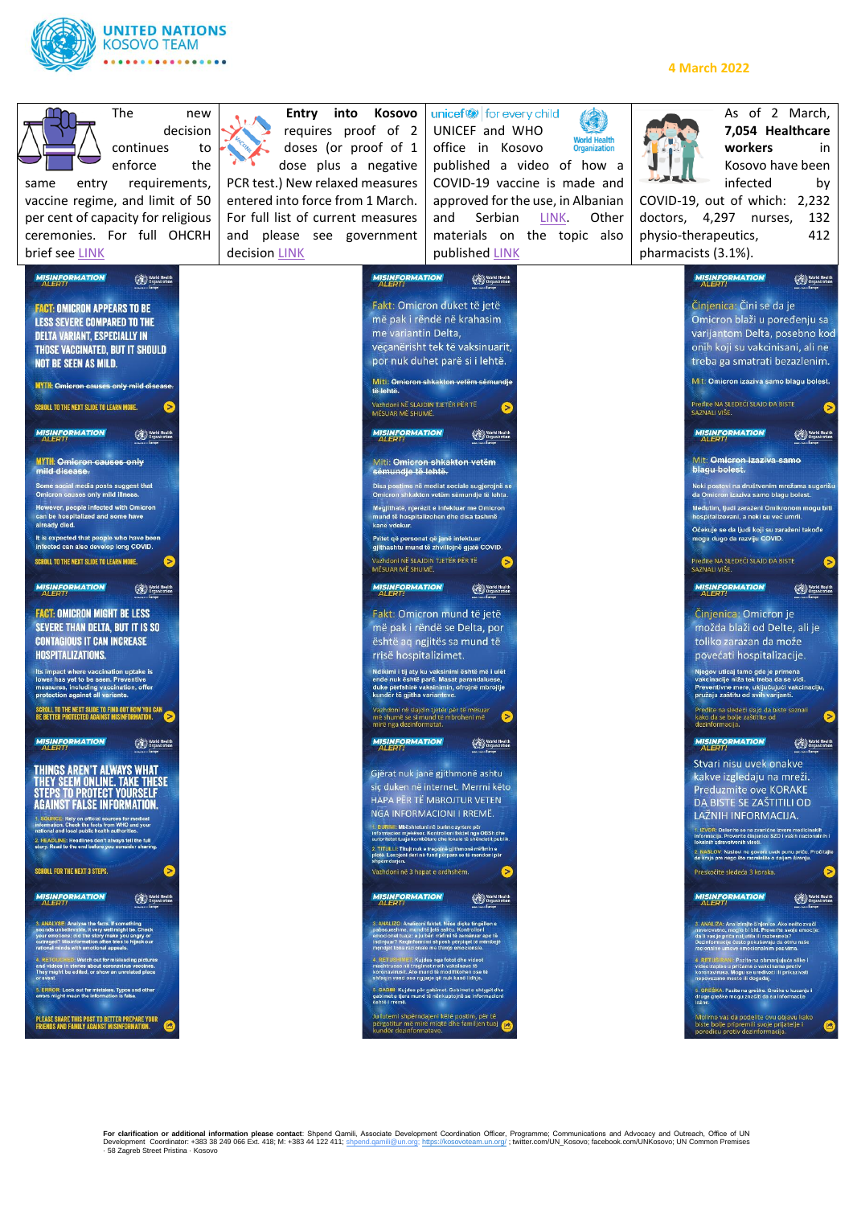4 March 2022

The new decision continues to enforce the same entry requirements, vaccine regime, and limit of 50 per cent of capacity for religious ceremonies. For full OHCRH brief see LINK

**Entry into Kosovo** requires proof of 2 doses (or proof of 1 dose plus a negative PCR test.) New relaxed measures entered into force from 1 March. For full list of current measures and please see government decision LINK

UNICEF and WHO office in Kosovo published a video of how a COVID-19 vaccine is made and approved for the use, in Albanian and Serbian LINK. Other materials on the topic also published LINK

As of 2 March, **7,054 Healthcare workers** in Kosovo have been infected by COVID-19, out of which: 2,232 doctors, 4,297 nurses, 132 physio-therapeutics, 412 pharmacists (3.1%).

**MISINFORMATION ALERT!**

**FACT: OMICRON APPEARS TO BE LESS SEVERE COMPARED TO THE DELTA VARIANT, ESPECIALLY IN THOSE VACCINATED, BUT IT SHOULD NOT BE SEEN AS MILD.**

MYTH: ~~Omicron causes only mild disease.~~

SCROLL TO THE NEXT SLIDE TO LEARN MORE.

**MISINFORMATION ALERT!**

MYTH: ~~Omicron causes only mild disease.~~

Some social media posts suggest that Omicron causes only mild illness.

However, people infected with Omicron can be hospitalized and some have already died.

It is expected that people who have been infected can also develop long COVID.

SCROLL TO THE NEXT SLIDE TO LEARN MORE.

**MISINFORMATION ALERT!**

**FACT: OMICRON MIGHT BE LESS SEVERE THAN DELTA, BUT IT IS SO CONTAGIOUS IT CAN INCREASE HOSPITALIZATIONS.**

Its impact where vaccination uptake is lower has yet to be seen. Preventive measures, including vaccination, offer protection against all variants.

SCROLL TO THE NEXT SLIDE TO FIND OUT HOW YOU CAN BE BETTER PROTECTED AGAINST MISINFORMATION.

**MISINFORMATION ALERT!**

**THINGS AREN'T ALWAYS WHAT THEY SEEM ONLINE. TAKE THESE STEPS TO PROTECT YOURSELF AGAINST FALSE INFORMATION.**

1. SOURCE: Rely on official sources for medical information. Check the facts from WHO and your national and local public health authorities.
2. HEADLINE: Headlines don't always tell the full story. Read to the end before you consider sharing.

SCROLL FOR THE NEXT 3 STEPS.

**MISINFORMATION ALERT!**

3. ANALYSE: Analyse the facts. If something sounds unbelievable, it very well might be. Check your emotions: did the story make you angry or outraged? Misinformation often tries to hijack our rational minds with emotional appeals.
4. RETOUCHED: Watch out for misleading pictures and videos in stories about coronavirus vaccines. They might be edited, or show an unrelated place or event.
5. ERROR: Look out for mistakes. Typos and other errors might mean the information is false.

PLEASE SHARE THIS POST TO BETTER PREPARE YOUR FRIENDS AND FAMILY AGAINST MISINFORMATION.

**MISINFORMATION ALERT!**

Fakt: Omicron duket të jetë më pak i rëndë në krahasim me variantin Delta, veçanërisht tek të vaksinuarit, por nuk duhet parë si i lehtë.

Miti: ~~Omicron shkakton vetëm sëmundje të lehta.~~

Vazhdoni NË SLAJDIN TJETËR PËR TË MËSUAR MË SHUMË.

**MISINFORMATION ALERT!**

Miti: ~~Omicron shkakton vetëm sëmundje të lehta.~~

Disa postime në mediat sociale sugjerojnë se Omicron shkakton vetëm sëmundje të lehta.

Megjithatë, njerëzit e infektuar me Omicron mund të shtrohen në spital dhe disa tashmë kanë vdekur.

Pritet që personat që janë infektuar gjithashtu mund të zhvillojnë gjatë COVID.

Vazhdoni NË SLAJDIN TJETËR PËR TË MËSUAR MË SHUMË.

**MISINFORMATION ALERT!**

Fakt: Omicron mund të jetë më pak i rëndë se Delta, por është aq ngjitës sa mund të rrisë hospitalizimet.

Ndikimi i tij aty ku vaksinimi është më i ulët ende nuk është parë. Masat parandaluese, duke përfshirë vaksinimin, ofrojnë mbrojtje kundër të gjitha varianteve.

Vazhdoni në slajdin tjetër për të mësuar më shumë se si mund të mbroheni më mirë nga dezinformatat.

**MISINFORMATION ALERT!**

Gjërat nuk janë gjithmonë ashtu siç duken në internet. Merrni këto HAPA PËR TË MBROJTUR VETEN NGA INFORMACIONI I RREMË.

1. BURIMI: Mbështetuni në burime zyrtare për informacion mjekësor. Kontrolloni faktet nga OBSh dhe autoritetet tuaja kombëtare dhe lokale të shëndetit publik.
2. TITULLI: Titujt nuk e tregojnë gjithmonë të gjithë historinë. Lexoni deri në fund përpara se të mendoni për shpërndarjen.

Vazhdoni në 3 hapat e ardhshëm.

**MISINFORMATION ALERT!**

3. ANALIZO: Analizoni faktet. Nëse diçka tingëllon e pabesueshme, mund të jetë ashtu. Kontrolloni emocionet tuaja: a ju bëri mërzitur të zemëruar apo të indinjuar? Keqinformimi shpesh përpiqet të rrëmbejë mendjet tona racionale me thirrje emocionale.
4. RETUSHIMET: Kujdes nga fotot dhe videot mashtruese në tregimet mbi vaksinave të koronavirusit. Ato mund të modifikohen ose të shfaqin vend ose ngjarje që nuk kanë lidhje.
5. GABIMI: Kujdes për gabimet. Gabimet e shtypit dhe gabimet e tjera mund të nënkuptojnë se informacioni është i rremë.

Ju lutemi shpërndajeni këtë postim, për të përgatitur më mirë miqtë dhe familjen tuaj kundër dezinformatave.

**MISINFORMATION ALERT!**

Činjenica: Čini se da je Omicron blaži u poređenju sa varijantom Delta, posebno kod onih koji su vakcinisani, ali ne treba ga smatrati bezazlenim.

Mit: ~~Omicron izaziva samo blagu bolest.~~

Pređite NA SLEDEĆI SLAJD DA BISTE SAZNALI VIŠE.

**MISINFORMATION ALERT!**

Mit: ~~Omicron izaziva samo blagu bolest.~~

Neki postovi na društvenim mrežama sugerišu da Omicron izaziva samo blagu bolest.

Međutim, ljudi zaraženi Omikronom mogu biti hospitalizovani, a neki su već umrli.

Očekuje se da ljudi koji su zaraženi takođe mogu dugo da razviju COVID.

Pređite NA SLEDEĆI SLAJD DA BISTE SAZNALI VIŠE.

**MISINFORMATION ALERT!**

Činjenica: Omicron je možda blaži od Delte, ali je toliko zarazan da može povećati hospitalizacije.

Njegov uticaj tamo gde je primena vakcinacije niža tek treba da se vidi. Preventivne mere, uključujući vakcinaciju, pružaju zaštitu od svih varijanti.

Pređite na sledeći slajd da biste saznali kako da se bolje zaštitite od dezinformacija.

**MISINFORMATION ALERT!**

Stvari nisu uvek onakve kakve izgledaju na mreži. Preduzmite ove KORAKE DA BISTE SE ZAŠTITILI OD LAŽNIH INFORMACIJA.

1. IZVOR: Oslonite se na zvanične izvore medicinskih informacija. Proverite činjenice SZO i vaših nacionalnih i lokalnih zdravstvenih vlasti.
2. NASLOV: Naslovi ne govore uvek punu priču. Pročitajte do kraja pre nego što razmislite o daljem širenju.

Preskočite sledeća 3 koraka.

**MISINFORMATION ALERT!**

3. ANALIZA: Analizirajte činjenice. Ako nešto zvuči neverovatno, mogla bi biti. Proverite svoje emocije: da li vas je priča naljutila ili razbesnela? Dezinformacije često pokušavaju da otmu naše racionalne umove emocionalnim pozivima.
4. RETUŠIRANI: Pazite na obmanjujuće slike i video zapise u pričama o vakcinama protiv koronavirusa. Mogu se uređivati ili prikazivati nepovezano mesto ili događaj.
5. GREŠKA: Pazite na greške. Greške u kucanju i druge greške mogu značiti da su informacije lažne.

Molimo vas da podelite ovu objavu kako biste bolje pripremili svoje prijatelje i porodicu protiv dezinformacija.

**For clarification or additional information please contact**: Shpend Qamili, Associate Development Coordination Officer, Programme; Communications and Advocacy and Outreach, Office of UN Development Coordinator: +383 38 249 066 Ext. 418; M: +383 44 122 411; shpend.qamili@un.org; https://kosovoteam.un.org/ ; twitter.com/UN_Kosovo; facebook.com/UNKosovo; UN Common Premises · 58 Zagreb Street Pristina · Kosovo